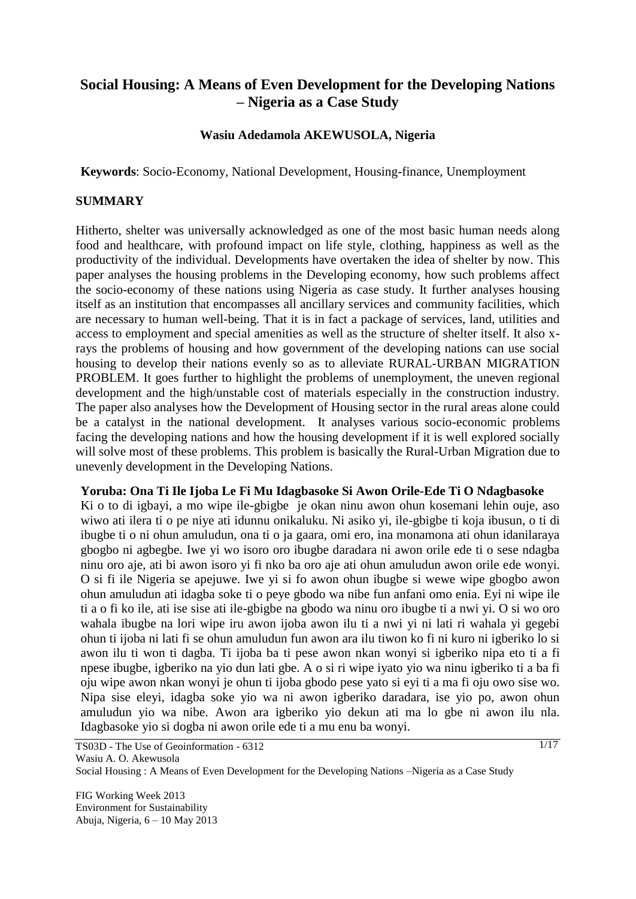# Social Housing: A Means of Even Development for the Developing Nations – Nigeria as a Case Study

**Wasiu Adedamola AKEWUSOLA, Nigeria**

**Keywords**: Socio-Economy, National Development, Housing-finance, Unemployment

## SUMMARY

Hitherto, shelter was universally acknowledged as one of the most basic human needs along food and healthcare, with profound impact on life style, clothing, happiness as well as the productivity of the individual. Developments have overtaken the idea of shelter by now. This paper analyses the housing problems in the Developing economy, how such problems affect the socio-economy of these nations using Nigeria as case study. It further analyses housing itself as an institution that encompasses all ancillary services and community facilities, which are necessary to human well-being. That it is in fact a package of services, land, utilities and access to employment and special amenities as well as the structure of shelter itself. It also x-rays the problems of housing and how government of the developing nations can use social housing to develop their nations evenly so as to alleviate RURAL-URBAN MIGRATION PROBLEM. It goes further to highlight the problems of unemployment, the uneven regional development and the high/unstable cost of materials especially in the construction industry. The paper also analyses how the Development of Housing sector in the rural areas alone could be a catalyst in the national development. It analyses various socio-economic problems facing the developing nations and how the housing development if it is well explored socially will solve most of these problems. This problem is basically the Rural-Urban Migration due to unevenly development in the Developing Nations.

**Yoruba: Ona Ti Ile Ijoba Le Fi Mu Idagbasoke Si Awon Orile-Ede Ti O Ndagbasoke**

Ki o to di igbayi, a mo wipe ile-gbigbe je okan ninu awon ohun kosemani lehin ouje, aso wiwo ati ilera ti o pe niye ati idunnu onikaluku. Ni asiko yi, ile-gbigbe ti koja ibusun, o ti di ibugbe ti o ni ohun amuludun, ona ti o ja gaara, omi ero, ina monamona ati ohun idanilaraya gbogbo ni agbegbe. Iwe yi wo isoro oro ibugbe daradara ni awon orile ede ti o sese ndagba ninu oro aje, ati bi awon isoro yi fi nko ba oro aje ati ohun amuludun awon orile ede wonyi. O si fi ile Nigeria se apejuwe. Iwe yi si fo awon ohun ibugbe si wewe wipe gbogbo awon ohun amuludun ati idagba soke ti o peye gbodo wa nibe fun anfani omo enia. Eyi ni wipe ile ti a o fi ko ile, ati ise sise ati ile-gbigbe na gbodo wa ninu oro ibugbe ti a nwi yi. O si wo oro wahala ibugbe na lori wipe iru awon ijoba awon ilu ti a nwi yi ni lati ri wahala yi gegebi ohun ti ijoba ni lati fi se ohun amuludun fun awon ara ilu tiwon ko fi ni kuro ni igberiko lo si awon ilu ti won ti dagba. Ti ijoba ba ti pese awon nkan wonyi si igberiko nipa eto ti a fi npese ibugbe, igberiko na yio dun lati gbe. A o si ri wipe iyato yio wa ninu igberiko ti a ba fi oju wipe awon nkan wonyi je ohun ti ijoba gbodo pese yato si eyi ti a ma fi oju owo sise wo. Nipa sise eleyi, idagba soke yio wa ni awon igberiko daradara, ise yio po, awon ohun amuludun yio wa nibe. Awon ara igberiko yio dekun ati ma lo gbe ni awon ilu nla. Idagbasoke yio si dogba ni awon orile ede ti a mu enu ba wonyi.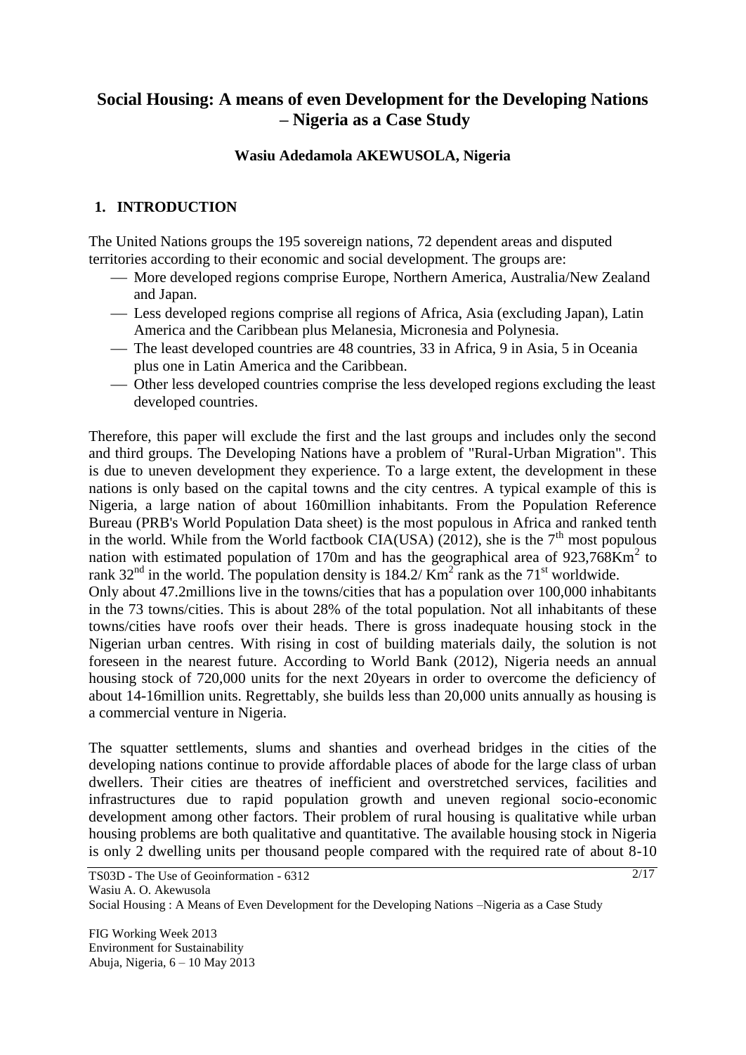# Social Housing: A means of even Development for the Developing Nations – Nigeria as a Case Study

**Wasiu Adedamola AKEWUSOLA, Nigeria**

## 1. INTRODUCTION

The United Nations groups the 195 sovereign nations, 72 dependent areas and disputed territories according to their economic and social development. The groups are:

- More developed regions comprise Europe, Northern America, Australia/New Zealand and Japan.
- Less developed regions comprise all regions of Africa, Asia (excluding Japan), Latin America and the Caribbean plus Melanesia, Micronesia and Polynesia.
- The least developed countries are 48 countries, 33 in Africa, 9 in Asia, 5 in Oceania plus one in Latin America and the Caribbean.
- Other less developed countries comprise the less developed regions excluding the least developed countries.

Therefore, this paper will exclude the first and the last groups and includes only the second and third groups. The Developing Nations have a problem of "Rural-Urban Migration". This is due to uneven development they experience. To a large extent, the development in these nations is only based on the capital towns and the city centres. A typical example of this is Nigeria, a large nation of about 160million inhabitants. From the Population Reference Bureau (PRB's World Population Data sheet) is the most populous in Africa and ranked tenth in the world. While from the World factbook CIA(USA) (2012), she is the 7$^{th}$ most populous nation with estimated population of 170m and has the geographical area of 923,768Km$^2$ to rank 32$^{nd}$ in the world. The population density is 184.2/ Km$^2$ rank as the 71$^{st}$ worldwide.

Only about 47.2millions live in the towns/cities that has a population over 100,000 inhabitants in the 73 towns/cities. This is about 28% of the total population. Not all inhabitants of these towns/cities have roofs over their heads. There is gross inadequate housing stock in the Nigerian urban centres. With rising in cost of building materials daily, the solution is not foreseen in the nearest future. According to World Bank (2012), Nigeria needs an annual housing stock of 720,000 units for the next 20years in order to overcome the deficiency of about 14-16million units. Regrettably, she builds less than 20,000 units annually as housing is a commercial venture in Nigeria.

The squatter settlements, slums and shanties and overhead bridges in the cities of the developing nations continue to provide affordable places of abode for the large class of urban dwellers. Their cities are theatres of inefficient and overstretched services, facilities and infrastructures due to rapid population growth and uneven regional socio-economic development among other factors. Their problem of rural housing is qualitative while urban housing problems are both qualitative and quantitative. The available housing stock in Nigeria is only 2 dwelling units per thousand people compared with the required rate of about 8-10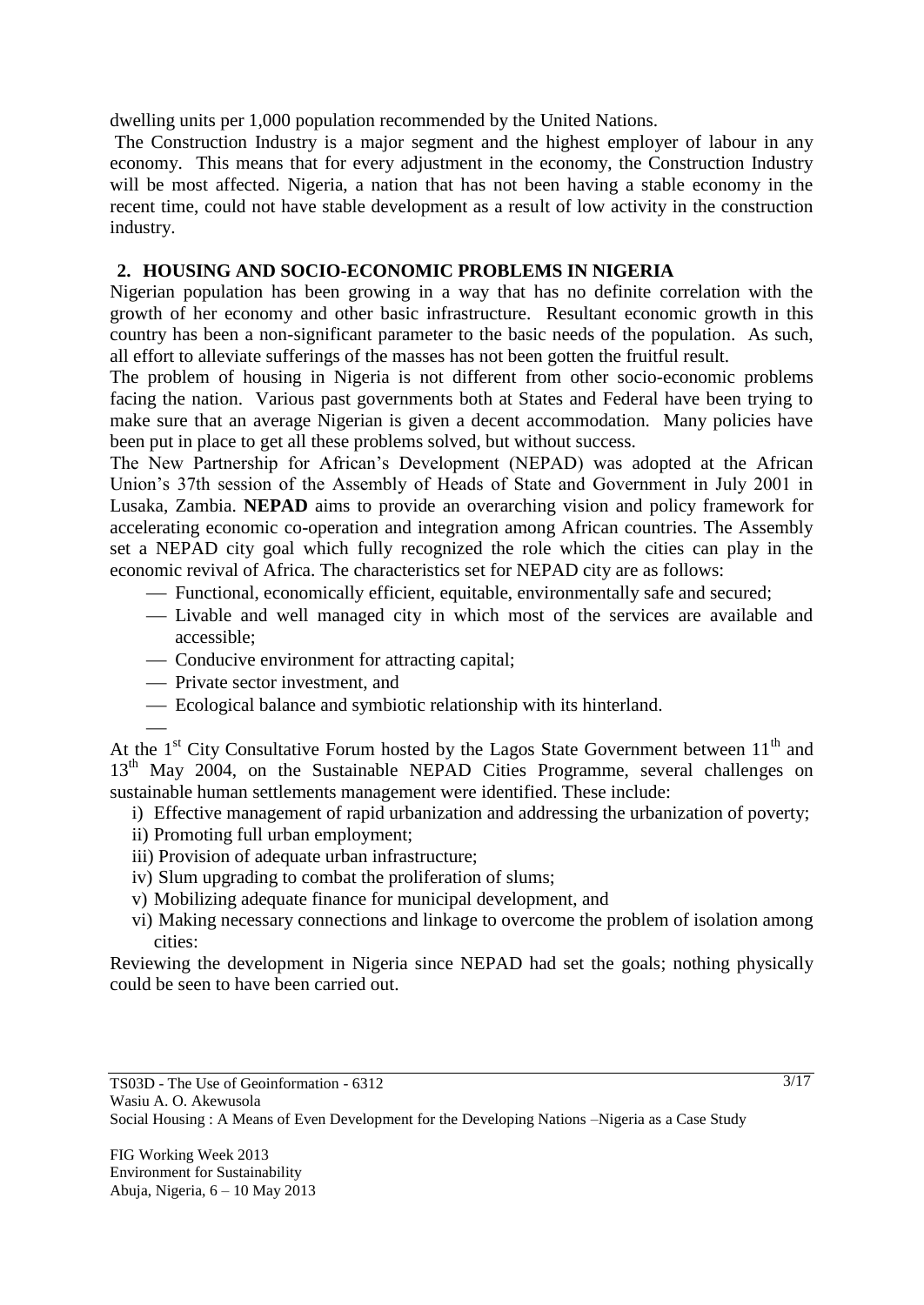dwelling units per 1,000 population recommended by the United Nations.

The Construction Industry is a major segment and the highest employer of labour in any economy. This means that for every adjustment in the economy, the Construction Industry will be most affected. Nigeria, a nation that has not been having a stable economy in the recent time, could not have stable development as a result of low activity in the construction industry.

## 2. HOUSING AND SOCIO-ECONOMIC PROBLEMS IN NIGERIA

Nigerian population has been growing in a way that has no definite correlation with the growth of her economy and other basic infrastructure. Resultant economic growth in this country has been a non-significant parameter to the basic needs of the population. As such, all effort to alleviate sufferings of the masses has not been gotten the fruitful result.

The problem of housing in Nigeria is not different from other socio-economic problems facing the nation. Various past governments both at States and Federal have been trying to make sure that an average Nigerian is given a decent accommodation. Many policies have been put in place to get all these problems solved, but without success.

The New Partnership for African's Development (NEPAD) was adopted at the African Union's 37th session of the Assembly of Heads of State and Government in July 2001 in Lusaka, Zambia. **NEPAD** aims to provide an overarching vision and policy framework for accelerating economic co-operation and integration among African countries. The Assembly set a NEPAD city goal which fully recognized the role which the cities can play in the economic revival of Africa. The characteristics set for NEPAD city are as follows:

- Functional, economically efficient, equitable, environmentally safe and secured;
- Livable and well managed city in which most of the services are available and accessible;
- Conducive environment for attracting capital;
- Private sector investment, and
- Ecological balance and symbiotic relationship with its hinterland.

At the 1st City Consultative Forum hosted by the Lagos State Government between 11th and 13th May 2004, on the Sustainable NEPAD Cities Programme, several challenges on sustainable human settlements management were identified. These include:

i) Effective management of rapid urbanization and addressing the urbanization of poverty;
ii) Promoting full urban employment;
iii) Provision of adequate urban infrastructure;
iv) Slum upgrading to combat the proliferation of slums;
v) Mobilizing adequate finance for municipal development, and
vi) Making necessary connections and linkage to overcome the problem of isolation among cities:

Reviewing the development in Nigeria since NEPAD had set the goals; nothing physically could be seen to have been carried out.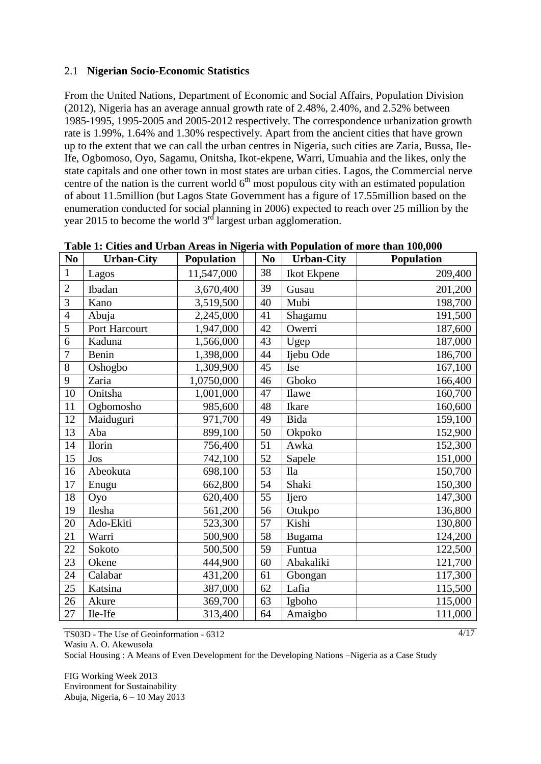### 2.1 Nigerian Socio-Economic Statistics

From the United Nations, Department of Economic and Social Affairs, Population Division (2012), Nigeria has an average annual growth rate of 2.48%, 2.40%, and 2.52% between 1985-1995, 1995-2005 and 2005-2012 respectively. The correspondence urbanization growth rate is 1.99%, 1.64% and 1.30% respectively. Apart from the ancient cities that have grown up to the extent that we can call the urban centres in Nigeria, such cities are Zaria, Bussa, Ile-Ife, Ogbomoso, Oyo, Sagamu, Onitsha, Ikot-ekpene, Warri, Umuahia and the likes, only the state capitals and one other town in most states are urban cities. Lagos, the Commercial nerve centre of the nation is the current world 6th most populous city with an estimated population of about 11.5million (but Lagos State Government has a figure of 17.55million based on the enumeration conducted for social planning in 2006) expected to reach over 25 million by the year 2015 to become the world 3rd largest urban agglomeration.

**Table 1: Cities and Urban Areas in Nigeria with Population of more than 100,000**

| No | Urban-City | Population | No | Urban-City | Population |
|---|---|---|---|---|---|
| 1 | Lagos | 11,547,000 | 38 | Ikot Ekpene | 209,400 |
| 2 | Ibadan | 3,670,400 | 39 | Gusau | 201,200 |
| 3 | Kano | 3,519,500 | 40 | Mubi | 198,700 |
| 4 | Abuja | 2,245,000 | 41 | Shagamu | 191,500 |
| 5 | Port Harcourt | 1,947,000 | 42 | Owerri | 187,600 |
| 6 | Kaduna | 1,566,000 | 43 | Ugep | 187,000 |
| 7 | Benin | 1,398,000 | 44 | Ijebu Ode | 186,700 |
| 8 | Oshogbo | 1,309,900 | 45 | Ise | 167,100 |
| 9 | Zaria | 1,0750,000 | 46 | Gboko | 166,400 |
| 10 | Onitsha | 1,001,000 | 47 | Ilawe | 160,700 |
| 11 | Ogbomosho | 985,600 | 48 | Ikare | 160,600 |
| 12 | Maiduguri | 971,700 | 49 | Bida | 159,100 |
| 13 | Aba | 899,100 | 50 | Okpoko | 152,900 |
| 14 | Ilorin | 756,400 | 51 | Awka | 152,300 |
| 15 | Jos | 742,100 | 52 | Sapele | 151,000 |
| 16 | Abeokuta | 698,100 | 53 | Ila | 150,700 |
| 17 | Enugu | 662,800 | 54 | Shaki | 150,300 |
| 18 | Oyo | 620,400 | 55 | Ijero | 147,300 |
| 19 | Ilesha | 561,200 | 56 | Otukpo | 136,800 |
| 20 | Ado-Ekiti | 523,300 | 57 | Kishi | 130,800 |
| 21 | Warri | 500,900 | 58 | Bugama | 124,200 |
| 22 | Sokoto | 500,500 | 59 | Funtua | 122,500 |
| 23 | Okene | 444,900 | 60 | Abakaliki | 121,700 |
| 24 | Calabar | 431,200 | 61 | Gbongan | 117,300 |
| 25 | Katsina | 387,000 | 62 | Lafia | 115,500 |
| 26 | Akure | 369,700 | 63 | Igboho | 115,000 |
| 27 | Ile-Ife | 313,400 | 64 | Amaigbo | 111,000 |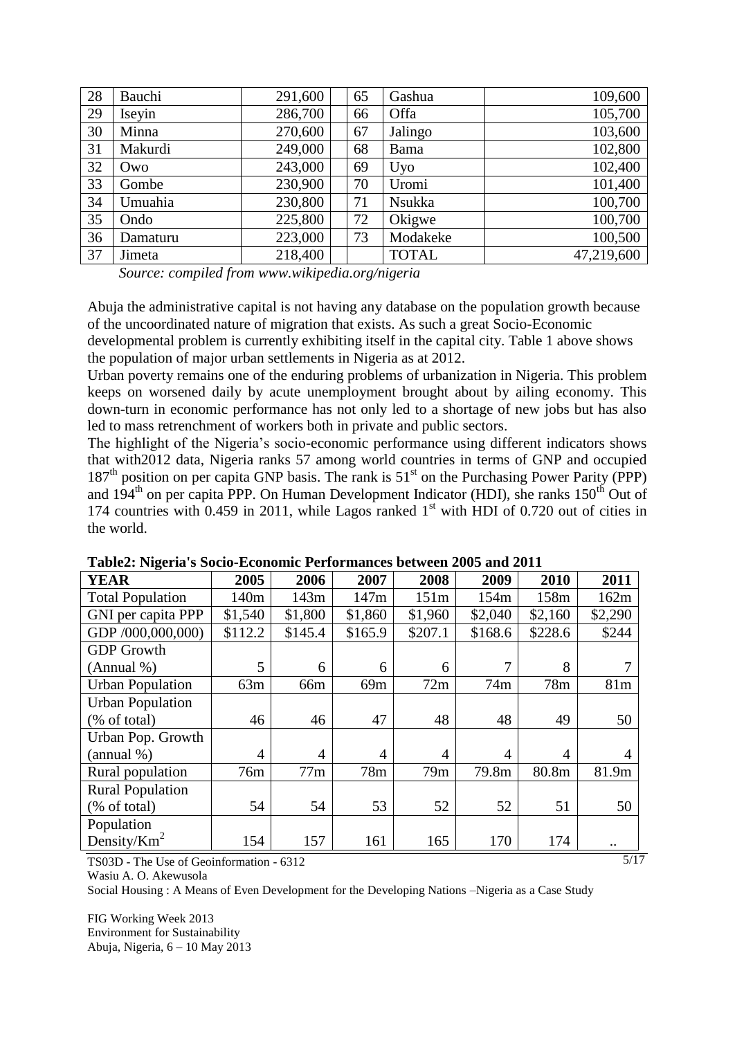| 28 | Bauchi | 291,600 | 65 | Gashua | 109,600 |
|---|---|---|---|---|---|
| 29 | Iseyin | 286,700 | 66 | Offa | 105,700 |
| 30 | Minna | 270,600 | 67 | Jalingo | 103,600 |
| 31 | Makurdi | 249,000 | 68 | Bama | 102,800 |
| 32 | Owo | 243,000 | 69 | Uyo | 102,400 |
| 33 | Gombe | 230,900 | 70 | Uromi | 101,400 |
| 34 | Umuahia | 230,800 | 71 | Nsukka | 100,700 |
| 35 | Ondo | 225,800 | 72 | Okigwe | 100,700 |
| 36 | Damaturu | 223,000 | 73 | Modakeke | 100,500 |
| 37 | Jimeta | 218,400 | | TOTAL | 47,219,600 |

*Source: compiled from www.wikipedia.org/nigeria*

Abuja the administrative capital is not having any database on the population growth because of the uncoordinated nature of migration that exists. As such a great Socio-Economic developmental problem is currently exhibiting itself in the capital city. Table 1 above shows the population of major urban settlements in Nigeria as at 2012.

Urban poverty remains one of the enduring problems of urbanization in Nigeria. This problem keeps on worsened daily by acute unemployment brought about by ailing economy. This down-turn in economic performance has not only led to a shortage of new jobs but has also led to mass retrenchment of workers both in private and public sectors.

The highlight of the Nigeria's socio-economic performance using different indicators shows that with2012 data, Nigeria ranks 57 among world countries in terms of GNP and occupied 187th position on per capita GNP basis. The rank is 51st on the Purchasing Power Parity (PPP) and 194th on per capita PPP. On Human Development Indicator (HDI), she ranks 150th Out of 174 countries with 0.459 in 2011, while Lagos ranked 1st with HDI of 0.720 out of cities in the world.

**Table2: Nigeria's Socio-Economic Performances between 2005 and 2011**

| YEAR | 2005 | 2006 | 2007 | 2008 | 2009 | 2010 | 2011 |
|---|---|---|---|---|---|---|---|
| Total Population | 140m | 143m | 147m | 151m | 154m | 158m | 162m |
| GNI per capita PPP | $1,540 | $1,800 | $1,860 | $1,960 | $2,040 | $2,160 | $2,290 |
| GDP /000,000,000) | $112.2 | $145.4 | $165.9 | $207.1 | $168.6 | $228.6 | $244 |
| GDP Growth (Annual %) | 5 | 6 | 6 | 6 | 7 | 8 | 7 |
| Urban Population | 63m | 66m | 69m | 72m | 74m | 78m | 81m |
| Urban Population (% of total) | 46 | 46 | 47 | 48 | 48 | 49 | 50 |
| Urban Pop. Growth (annual %) | 4 | 4 | 4 | 4 | 4 | 4 | 4 |
| Rural population | 76m | 77m | 78m | 79m | 79.8m | 80.8m | 81.9m |
| Rural Population (% of total) | 54 | 54 | 53 | 52 | 52 | 51 | 50 |
| Population Density/Km$^2$ | 154 | 157 | 161 | 165 | 170 | 174 | .. |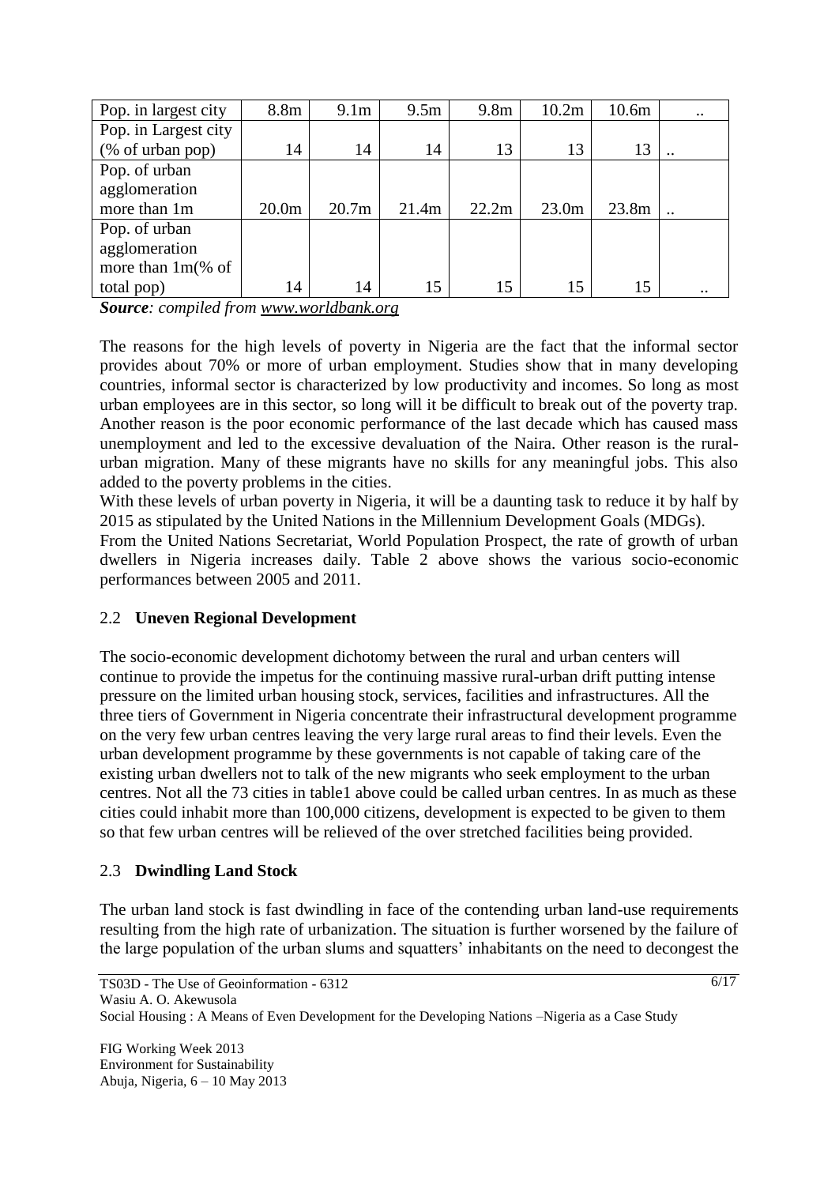| Pop. in largest city | 8.8m | 9.1m | 9.5m | 9.8m | 10.2m | 10.6m | .. |
|---|---|---|---|---|---|---|---|
| Pop. in Largest city (% of urban pop) | 14 | 14 | 14 | 13 | 13 | 13 | .. |
| Pop. of urban agglomeration more than 1m | 20.0m | 20.7m | 21.4m | 22.2m | 23.0m | 23.8m | .. |
| Pop. of urban agglomeration more than 1m(% of total pop) | 14 | 14 | 15 | 15 | 15 | 15 | .. |

***Source****: compiled from www.worldbank.org*

The reasons for the high levels of poverty in Nigeria are the fact that the informal sector provides about 70% or more of urban employment. Studies show that in many developing countries, informal sector is characterized by low productivity and incomes. So long as most urban employees are in this sector, so long will it be difficult to break out of the poverty trap. Another reason is the poor economic performance of the last decade which has caused mass unemployment and led to the excessive devaluation of the Naira. Other reason is the rural-urban migration. Many of these migrants have no skills for any meaningful jobs. This also added to the poverty problems in the cities.

With these levels of urban poverty in Nigeria, it will be a daunting task to reduce it by half by 2015 as stipulated by the United Nations in the Millennium Development Goals (MDGs).

From the United Nations Secretariat, World Population Prospect, the rate of growth of urban dwellers in Nigeria increases daily. Table 2 above shows the various socio-economic performances between 2005 and 2011.

## 2.2 **Uneven Regional Development**

The socio-economic development dichotomy between the rural and urban centers will continue to provide the impetus for the continuing massive rural-urban drift putting intense pressure on the limited urban housing stock, services, facilities and infrastructures. All the three tiers of Government in Nigeria concentrate their infrastructural development programme on the very few urban centres leaving the very large rural areas to find their levels. Even the urban development programme by these governments is not capable of taking care of the existing urban dwellers not to talk of the new migrants who seek employment to the urban centres. Not all the 73 cities in table1 above could be called urban centres. In as much as these cities could inhabit more than 100,000 citizens, development is expected to be given to them so that few urban centres will be relieved of the over stretched facilities being provided.

## 2.3 **Dwindling Land Stock**

The urban land stock is fast dwindling in face of the contending urban land-use requirements resulting from the high rate of urbanization. The situation is further worsened by the failure of the large population of the urban slums and squatters' inhabitants on the need to decongest the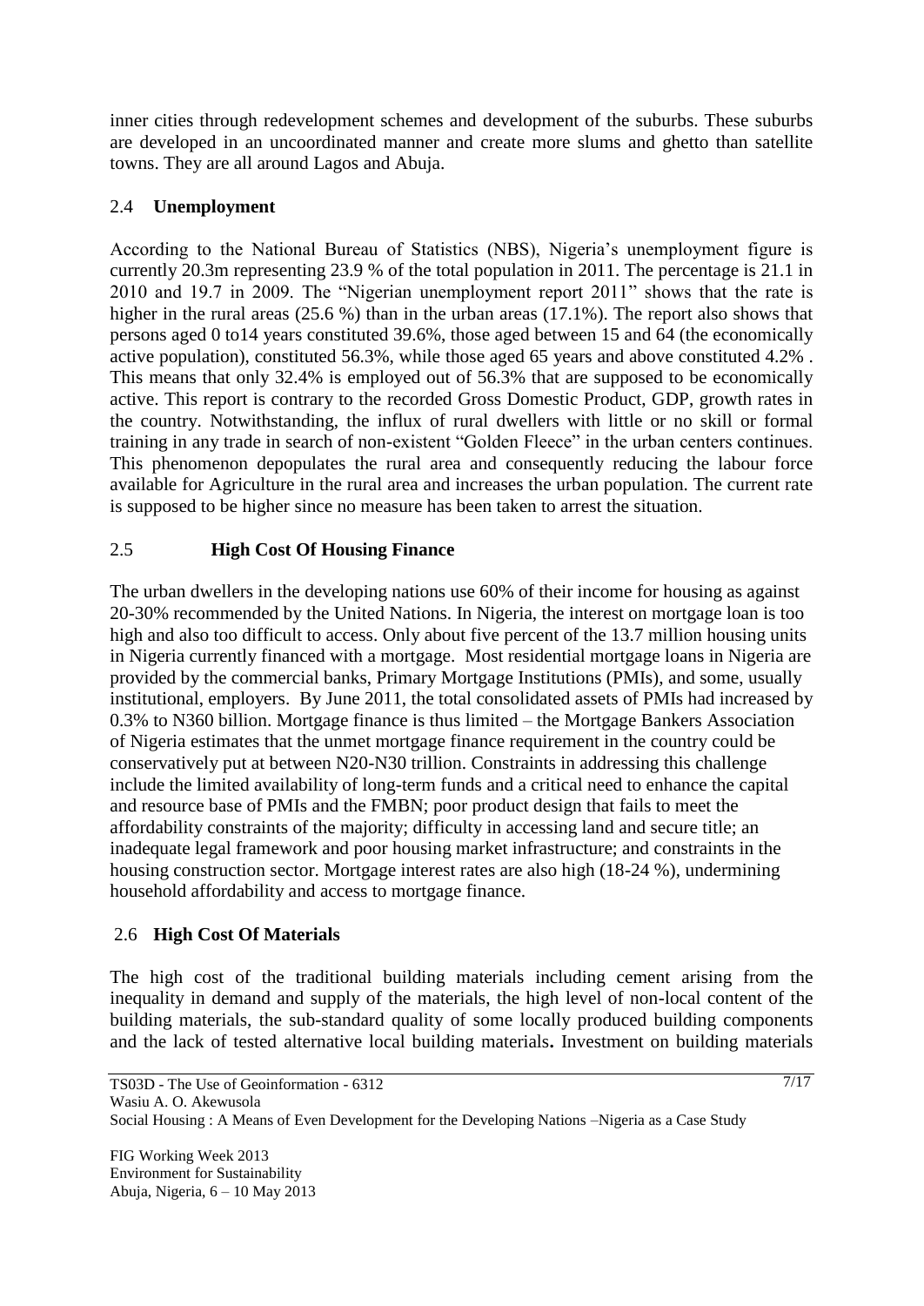inner cities through redevelopment schemes and development of the suburbs. These suburbs are developed in an uncoordinated manner and create more slums and ghetto than satellite towns. They are all around Lagos and Abuja.

## 2.4 **Unemployment**

According to the National Bureau of Statistics (NBS), Nigeria's unemployment figure is currently 20.3m representing 23.9 % of the total population in 2011. The percentage is 21.1 in 2010 and 19.7 in 2009. The "Nigerian unemployment report 2011" shows that the rate is higher in the rural areas (25.6 %) than in the urban areas (17.1%). The report also shows that persons aged 0 to14 years constituted 39.6%, those aged between 15 and 64 (the economically active population), constituted 56.3%, while those aged 65 years and above constituted 4.2% . This means that only 32.4% is employed out of 56.3% that are supposed to be economically active. This report is contrary to the recorded Gross Domestic Product, GDP, growth rates in the country. Notwithstanding, the influx of rural dwellers with little or no skill or formal training in any trade in search of non-existent "Golden Fleece" in the urban centers continues. This phenomenon depopulates the rural area and consequently reducing the labour force available for Agriculture in the rural area and increases the urban population. The current rate is supposed to be higher since no measure has been taken to arrest the situation.

## 2.5 **High Cost Of Housing Finance**

The urban dwellers in the developing nations use 60% of their income for housing as against 20-30% recommended by the United Nations. In Nigeria, the interest on mortgage loan is too high and also too difficult to access. Only about five percent of the 13.7 million housing units in Nigeria currently financed with a mortgage. Most residential mortgage loans in Nigeria are provided by the commercial banks, Primary Mortgage Institutions (PMIs), and some, usually institutional, employers. By June 2011, the total consolidated assets of PMIs had increased by 0.3% to N360 billion. Mortgage finance is thus limited – the Mortgage Bankers Association of Nigeria estimates that the unmet mortgage finance requirement in the country could be conservatively put at between N20-N30 trillion. Constraints in addressing this challenge include the limited availability of long-term funds and a critical need to enhance the capital and resource base of PMIs and the FMBN; poor product design that fails to meet the affordability constraints of the majority; difficulty in accessing land and secure title; an inadequate legal framework and poor housing market infrastructure; and constraints in the housing construction sector. Mortgage interest rates are also high (18-24 %), undermining household affordability and access to mortgage finance.

## 2.6 **High Cost Of Materials**

The high cost of the traditional building materials including cement arising from the inequality in demand and supply of the materials, the high level of non-local content of the building materials, the sub-standard quality of some locally produced building components and the lack of tested alternative local building materials**.** Investment on building materials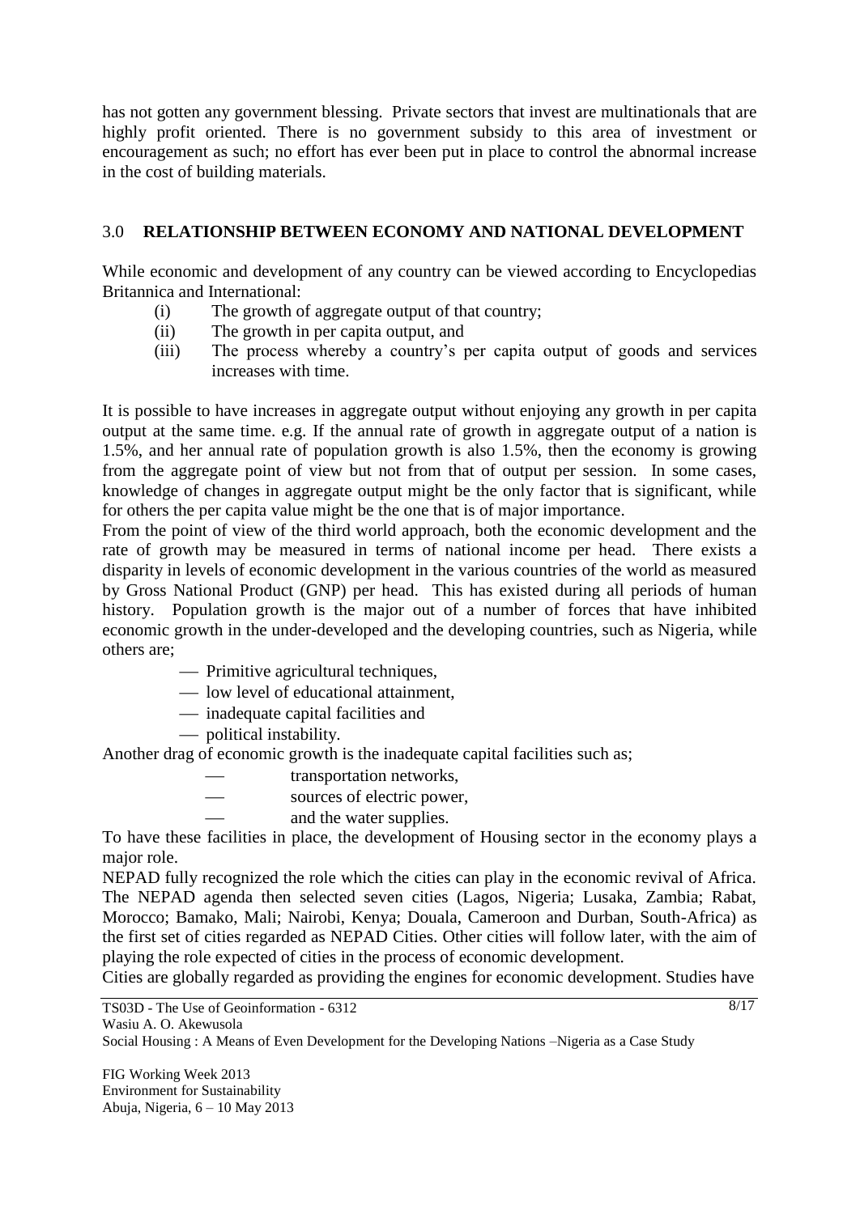has not gotten any government blessing. Private sectors that invest are multinationals that are highly profit oriented. There is no government subsidy to this area of investment or encouragement as such; no effort has ever been put in place to control the abnormal increase in the cost of building materials.

## 3.0 RELATIONSHIP BETWEEN ECONOMY AND NATIONAL DEVELOPMENT

While economic and development of any country can be viewed according to Encyclopedias Britannica and International:

(i) The growth of aggregate output of that country;
(ii) The growth in per capita output, and
(iii) The process whereby a country's per capita output of goods and services increases with time.

It is possible to have increases in aggregate output without enjoying any growth in per capita output at the same time. e.g. If the annual rate of growth in aggregate output of a nation is 1.5%, and her annual rate of population growth is also 1.5%, then the economy is growing from the aggregate point of view but not from that of output per session. In some cases, knowledge of changes in aggregate output might be the only factor that is significant, while for others the per capita value might be the one that is of major importance.

From the point of view of the third world approach, both the economic development and the rate of growth may be measured in terms of national income per head. There exists a disparity in levels of economic development in the various countries of the world as measured by Gross National Product (GNP) per head. This has existed during all periods of human history. Population growth is the major out of a number of forces that have inhibited economic growth in the under-developed and the developing countries, such as Nigeria, while others are;

- Primitive agricultural techniques,
- low level of educational attainment,
- inadequate capital facilities and
- political instability.

Another drag of economic growth is the inadequate capital facilities such as;

- transportation networks,
- sources of electric power,
- and the water supplies.

To have these facilities in place, the development of Housing sector in the economy plays a major role.

NEPAD fully recognized the role which the cities can play in the economic revival of Africa. The NEPAD agenda then selected seven cities (Lagos, Nigeria; Lusaka, Zambia; Rabat, Morocco; Bamako, Mali; Nairobi, Kenya; Douala, Cameroon and Durban, South-Africa) as the first set of cities regarded as NEPAD Cities. Other cities will follow later, with the aim of playing the role expected of cities in the process of economic development.

Cities are globally regarded as providing the engines for economic development. Studies have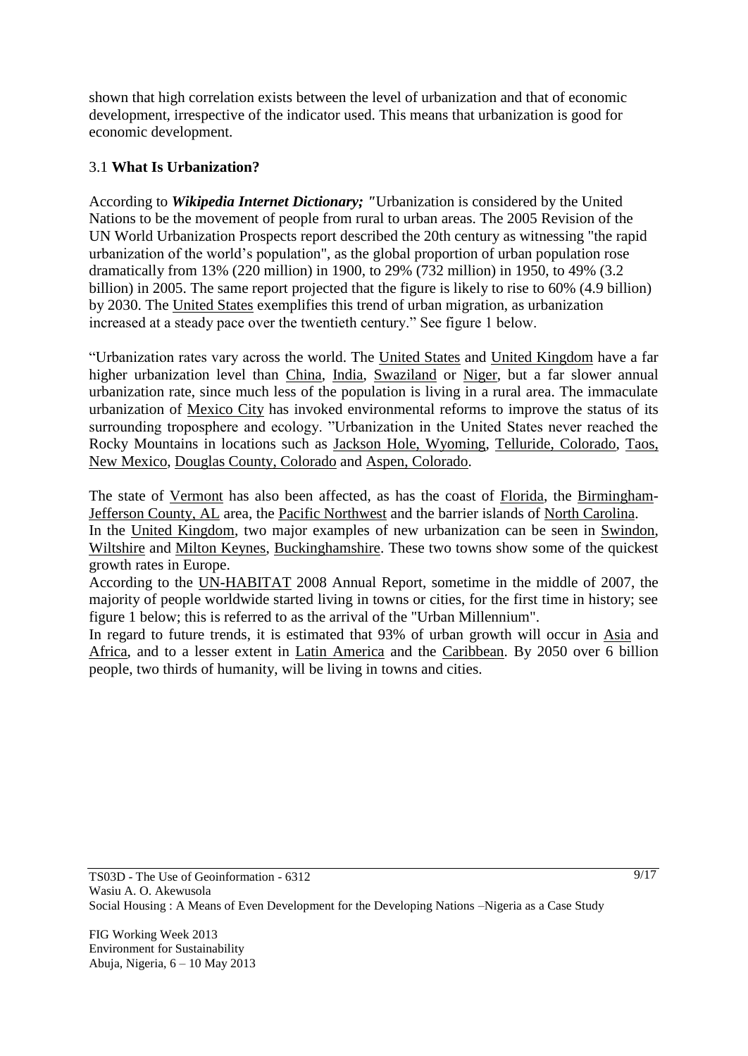shown that high correlation exists between the level of urbanization and that of economic development, irrespective of the indicator used. This means that urbanization is good for economic development.

### 3.1 **What Is Urbanization?**

According to ***Wikipedia Internet Dictionary;*** *"*Urbanization is considered by the United Nations to be the movement of people from rural to urban areas. The 2005 Revision of the UN World Urbanization Prospects report described the 20th century as witnessing "the rapid urbanization of the world's population", as the global proportion of urban population rose dramatically from 13% (220 million) in 1900, to 29% (732 million) in 1950, to 49% (3.2 billion) in 2005. The same report projected that the figure is likely to rise to 60% (4.9 billion) by 2030. The United States exemplifies this trend of urban migration, as urbanization increased at a steady pace over the twentieth century." See figure 1 below.

"Urbanization rates vary across the world. The United States and United Kingdom have a far higher urbanization level than China, India, Swaziland or Niger, but a far slower annual urbanization rate, since much less of the population is living in a rural area. The immaculate urbanization of Mexico City has invoked environmental reforms to improve the status of its surrounding troposphere and ecology. "Urbanization in the United States never reached the Rocky Mountains in locations such as Jackson Hole, Wyoming, Telluride, Colorado, Taos, New Mexico, Douglas County, Colorado and Aspen, Colorado.

The state of Vermont has also been affected, as has the coast of Florida, the Birmingham-Jefferson County, AL area, the Pacific Northwest and the barrier islands of North Carolina.
In the United Kingdom, two major examples of new urbanization can be seen in Swindon, Wiltshire and Milton Keynes, Buckinghamshire. These two towns show some of the quickest growth rates in Europe.
According to the UN-HABITAT 2008 Annual Report, sometime in the middle of 2007, the majority of people worldwide started living in towns or cities, for the first time in history; see figure 1 below; this is referred to as the arrival of the "Urban Millennium".
In regard to future trends, it is estimated that 93% of urban growth will occur in Asia and Africa, and to a lesser extent in Latin America and the Caribbean. By 2050 over 6 billion people, two thirds of humanity, will be living in towns and cities.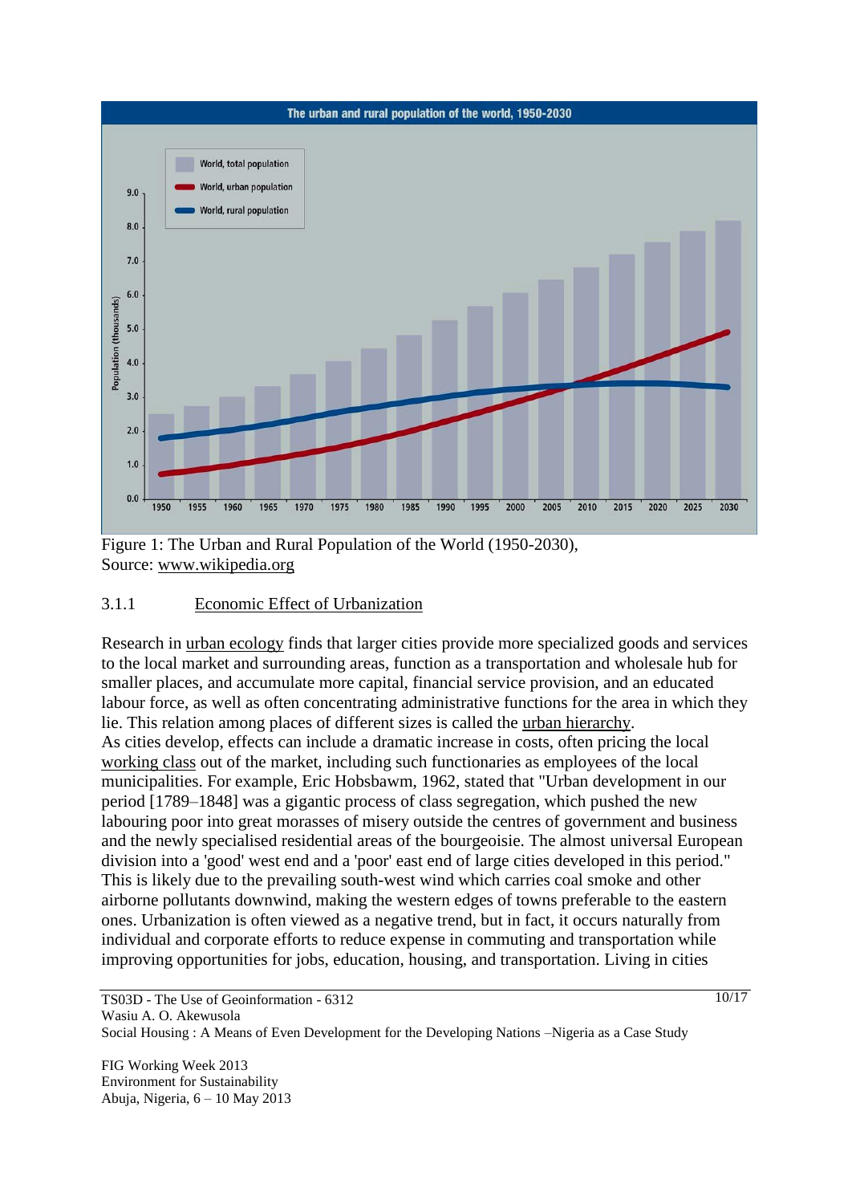Figure 1: The Urban and Rural Population of the World (1950-2030), Source: www.wikipedia.org

### 3.1.1 Economic Effect of Urbanization

Research in urban ecology finds that larger cities provide more specialized goods and services to the local market and surrounding areas, function as a transportation and wholesale hub for smaller places, and accumulate more capital, financial service provision, and an educated labour force, as well as often concentrating administrative functions for the area in which they lie. This relation among places of different sizes is called the urban hierarchy.

As cities develop, effects can include a dramatic increase in costs, often pricing the local working class out of the market, including such functionaries as employees of the local municipalities. For example, Eric Hobsbawm, 1962, stated that "Urban development in our period [1789–1848] was a gigantic process of class segregation, which pushed the new labouring poor into great morasses of misery outside the centres of government and business and the newly specialised residential areas of the bourgeoisie. The almost universal European division into a 'good' west end and a 'poor' east end of large cities developed in this period." This is likely due to the prevailing south-west wind which carries coal smoke and other airborne pollutants downwind, making the western edges of towns preferable to the eastern ones. Urbanization is often viewed as a negative trend, but in fact, it occurs naturally from individual and corporate efforts to reduce expense in commuting and transportation while improving opportunities for jobs, education, housing, and transportation. Living in cities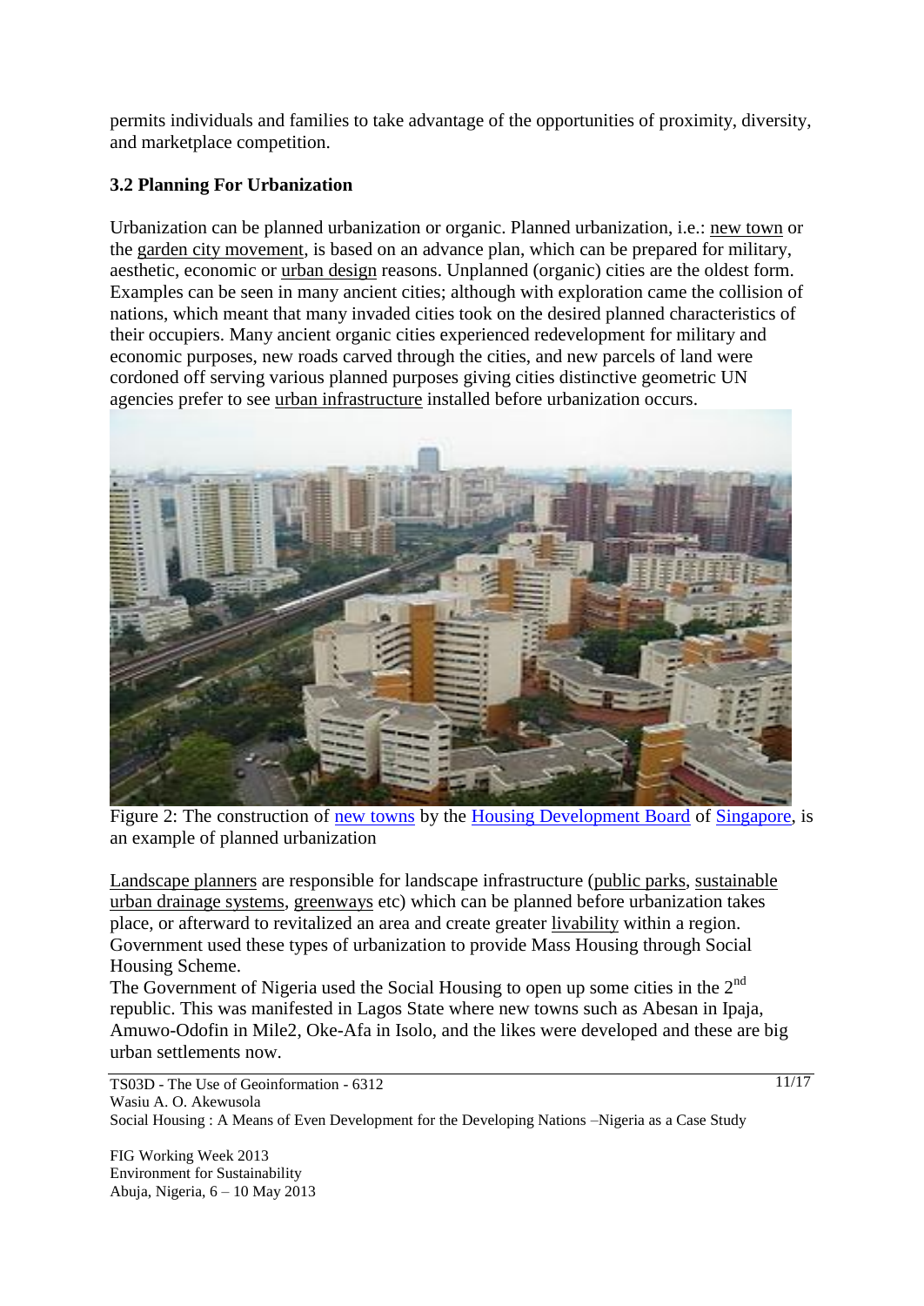permits individuals and families to take advantage of the opportunities of proximity, diversity, and marketplace competition.

### 3.2 Planning For Urbanization

Urbanization can be planned urbanization or organic. Planned urbanization, i.e.: new town or the garden city movement, is based on an advance plan, which can be prepared for military, aesthetic, economic or urban design reasons. Unplanned (organic) cities are the oldest form. Examples can be seen in many ancient cities; although with exploration came the collision of nations, which meant that many invaded cities took on the desired planned characteristics of their occupiers. Many ancient organic cities experienced redevelopment for military and economic purposes, new roads carved through the cities, and new parcels of land were cordoned off serving various planned purposes giving cities distinctive geometric UN agencies prefer to see urban infrastructure installed before urbanization occurs.

Figure 2: The construction of new towns by the Housing Development Board of Singapore, is an example of planned urbanization

Landscape planners are responsible for landscape infrastructure (public parks, sustainable urban drainage systems, greenways etc) which can be planned before urbanization takes place, or afterward to revitalized an area and create greater livability within a region. Government used these types of urbanization to provide Mass Housing through Social Housing Scheme.

The Government of Nigeria used the Social Housing to open up some cities in the 2nd republic. This was manifested in Lagos State where new towns such as Abesan in Ipaja, Amuwo-Odofin in Mile2, Oke-Afa in Isolo, and the likes were developed and these are big urban settlements now.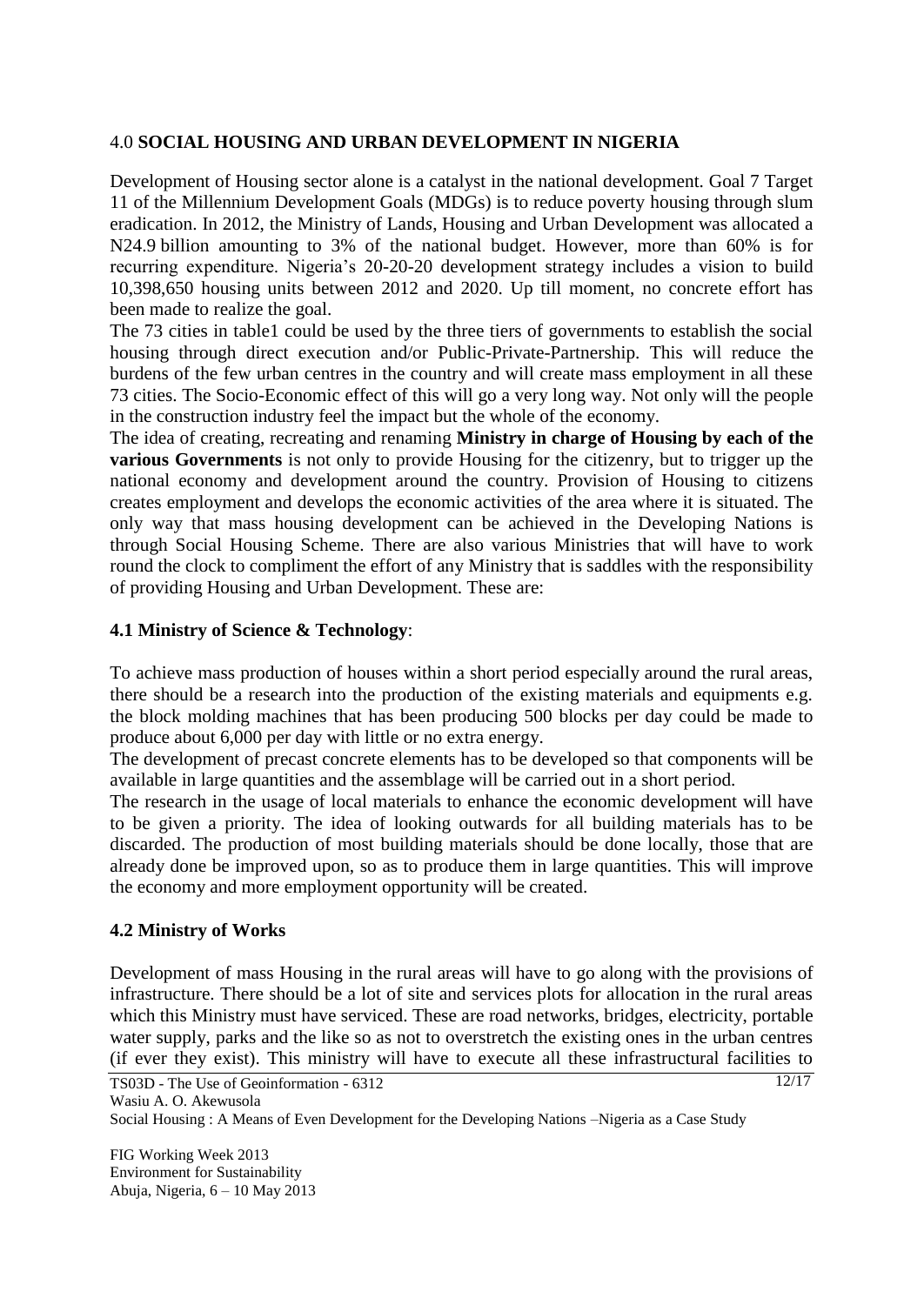## 4.0 **SOCIAL HOUSING AND URBAN DEVELOPMENT IN NIGERIA**

Development of Housing sector alone is a catalyst in the national development. Goal 7 Target 11 of the Millennium Development Goals (MDGs) is to reduce poverty housing through slum eradication. In 2012, the Ministry of Lands, Housing and Urban Development was allocated a N24.9 billion amounting to 3% of the national budget. However, more than 60% is for recurring expenditure. Nigeria's 20-20-20 development strategy includes a vision to build 10,398,650 housing units between 2012 and 2020. Up till moment, no concrete effort has been made to realize the goal.

The 73 cities in table1 could be used by the three tiers of governments to establish the social housing through direct execution and/or Public-Private-Partnership. This will reduce the burdens of the few urban centres in the country and will create mass employment in all these 73 cities. The Socio-Economic effect of this will go a very long way. Not only will the people in the construction industry feel the impact but the whole of the economy.

The idea of creating, recreating and renaming **Ministry in charge of Housing by each of the various Governments** is not only to provide Housing for the citizenry, but to trigger up the national economy and development around the country. Provision of Housing to citizens creates employment and develops the economic activities of the area where it is situated. The only way that mass housing development can be achieved in the Developing Nations is through Social Housing Scheme. There are also various Ministries that will have to work round the clock to compliment the effort of any Ministry that is saddles with the responsibility of providing Housing and Urban Development. These are:

### **4.1 Ministry of Science & Technology**:

To achieve mass production of houses within a short period especially around the rural areas, there should be a research into the production of the existing materials and equipments e.g. the block molding machines that has been producing 500 blocks per day could be made to produce about 6,000 per day with little or no extra energy.

The development of precast concrete elements has to be developed so that components will be available in large quantities and the assemblage will be carried out in a short period.

The research in the usage of local materials to enhance the economic development will have to be given a priority. The idea of looking outwards for all building materials has to be discarded. The production of most building materials should be done locally, those that are already done be improved upon, so as to produce them in large quantities. This will improve the economy and more employment opportunity will be created.

### **4.2 Ministry of Works**

Development of mass Housing in the rural areas will have to go along with the provisions of infrastructure. There should be a lot of site and services plots for allocation in the rural areas which this Ministry must have serviced. These are road networks, bridges, electricity, portable water supply, parks and the like so as not to overstretch the existing ones in the urban centres (if ever they exist). This ministry will have to execute all these infrastructural facilities to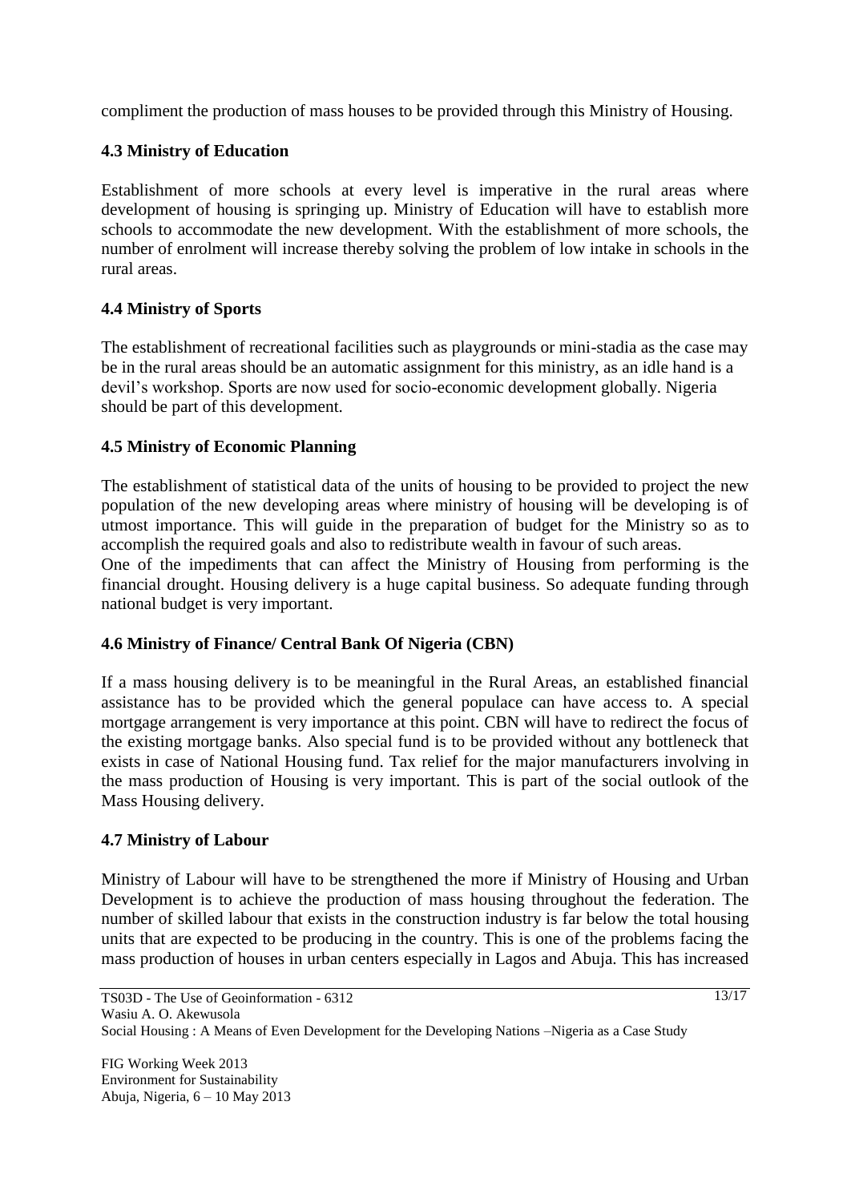compliment the production of mass houses to be provided through this Ministry of Housing.

### 4.3 Ministry of Education

Establishment of more schools at every level is imperative in the rural areas where development of housing is springing up. Ministry of Education will have to establish more schools to accommodate the new development. With the establishment of more schools, the number of enrolment will increase thereby solving the problem of low intake in schools in the rural areas.

### 4.4 Ministry of Sports

The establishment of recreational facilities such as playgrounds or mini-stadia as the case may be in the rural areas should be an automatic assignment for this ministry, as an idle hand is a devil's workshop. Sports are now used for socio-economic development globally. Nigeria should be part of this development.

### 4.5 Ministry of Economic Planning

The establishment of statistical data of the units of housing to be provided to project the new population of the new developing areas where ministry of housing will be developing is of utmost importance. This will guide in the preparation of budget for the Ministry so as to accomplish the required goals and also to redistribute wealth in favour of such areas.
One of the impediments that can affect the Ministry of Housing from performing is the financial drought. Housing delivery is a huge capital business. So adequate funding through national budget is very important.

### 4.6 Ministry of Finance/ Central Bank Of Nigeria (CBN)

If a mass housing delivery is to be meaningful in the Rural Areas, an established financial assistance has to be provided which the general populace can have access to. A special mortgage arrangement is very importance at this point. CBN will have to redirect the focus of the existing mortgage banks. Also special fund is to be provided without any bottleneck that exists in case of National Housing fund. Tax relief for the major manufacturers involving in the mass production of Housing is very important. This is part of the social outlook of the Mass Housing delivery.

### 4.7 Ministry of Labour

Ministry of Labour will have to be strengthened the more if Ministry of Housing and Urban Development is to achieve the production of mass housing throughout the federation. The number of skilled labour that exists in the construction industry is far below the total housing units that are expected to be producing in the country. This is one of the problems facing the mass production of houses in urban centers especially in Lagos and Abuja. This has increased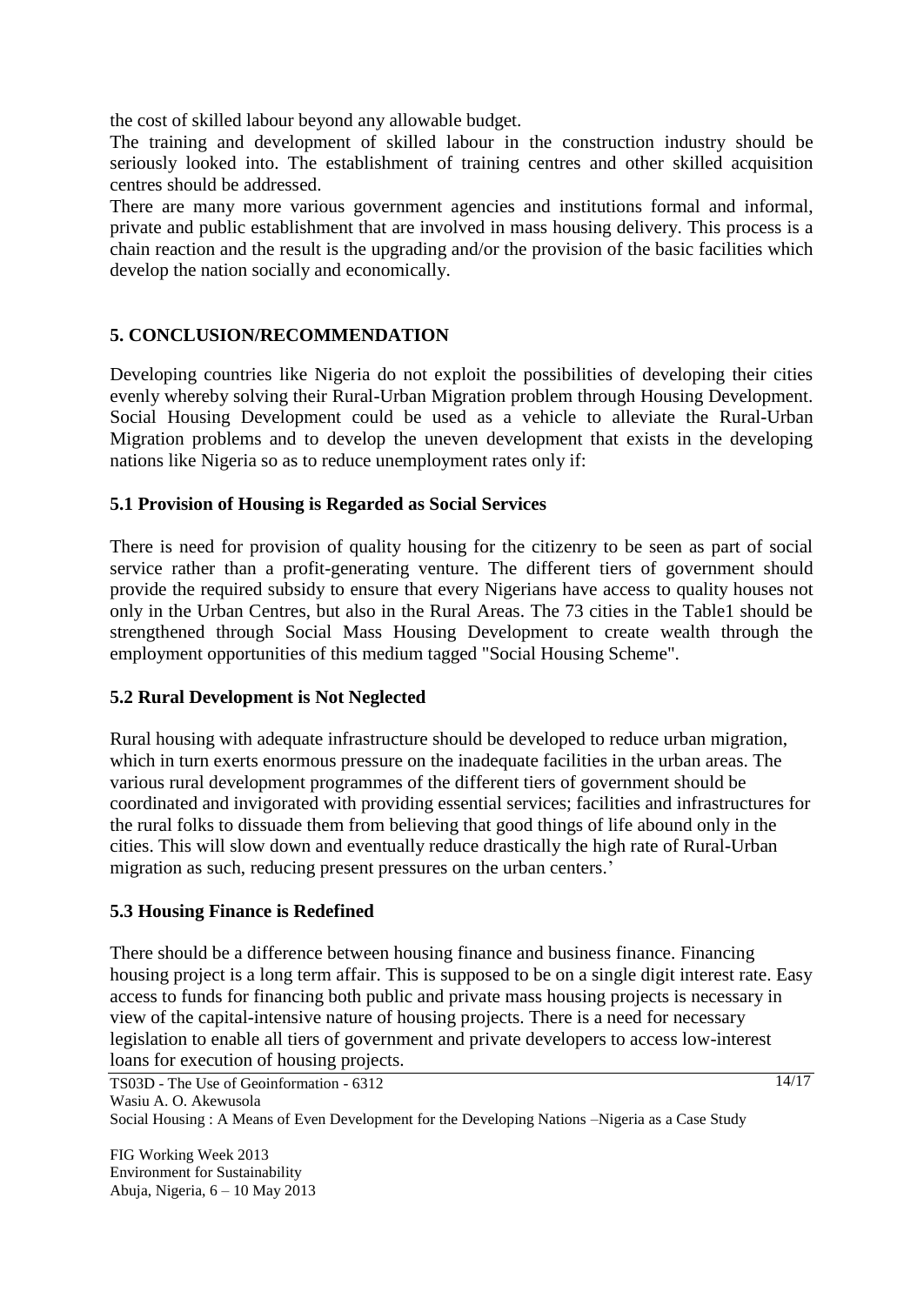the cost of skilled labour beyond any allowable budget.

The training and development of skilled labour in the construction industry should be seriously looked into. The establishment of training centres and other skilled acquisition centres should be addressed.

There are many more various government agencies and institutions formal and informal, private and public establishment that are involved in mass housing delivery. This process is a chain reaction and the result is the upgrading and/or the provision of the basic facilities which develop the nation socially and economically.

## 5. CONCLUSION/RECOMMENDATION

Developing countries like Nigeria do not exploit the possibilities of developing their cities evenly whereby solving their Rural-Urban Migration problem through Housing Development. Social Housing Development could be used as a vehicle to alleviate the Rural-Urban Migration problems and to develop the uneven development that exists in the developing nations like Nigeria so as to reduce unemployment rates only if:

### 5.1 Provision of Housing is Regarded as Social Services

There is need for provision of quality housing for the citizenry to be seen as part of social service rather than a profit-generating venture. The different tiers of government should provide the required subsidy to ensure that every Nigerians have access to quality houses not only in the Urban Centres, but also in the Rural Areas. The 73 cities in the Table1 should be strengthened through Social Mass Housing Development to create wealth through the employment opportunities of this medium tagged "Social Housing Scheme".

### 5.2 Rural Development is Not Neglected

Rural housing with adequate infrastructure should be developed to reduce urban migration, which in turn exerts enormous pressure on the inadequate facilities in the urban areas. The various rural development programmes of the different tiers of government should be coordinated and invigorated with providing essential services; facilities and infrastructures for the rural folks to dissuade them from believing that good things of life abound only in the cities. This will slow down and eventually reduce drastically the high rate of Rural-Urban migration as such, reducing present pressures on the urban centers.'

### 5.3 Housing Finance is Redefined

There should be a difference between housing finance and business finance. Financing housing project is a long term affair. This is supposed to be on a single digit interest rate. Easy access to funds for financing both public and private mass housing projects is necessary in view of the capital-intensive nature of housing projects. There is a need for necessary legislation to enable all tiers of government and private developers to access low-interest loans for execution of housing projects.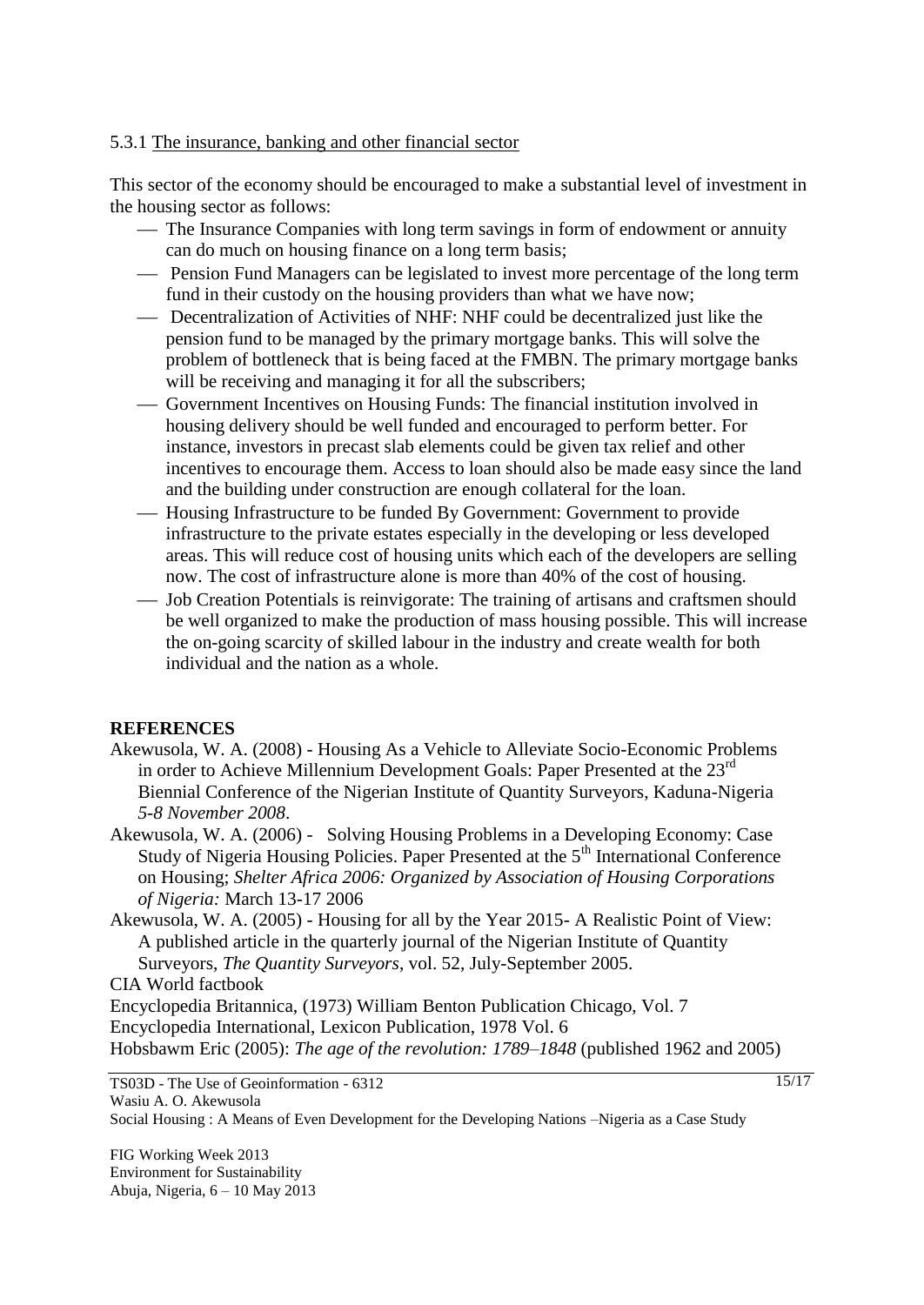#### 5.3.1 The insurance, banking and other financial sector

This sector of the economy should be encouraged to make a substantial level of investment in the housing sector as follows:

- The Insurance Companies with long term savings in form of endowment or annuity can do much on housing finance on a long term basis;
- Pension Fund Managers can be legislated to invest more percentage of the long term fund in their custody on the housing providers than what we have now;
- Decentralization of Activities of NHF: NHF could be decentralized just like the pension fund to be managed by the primary mortgage banks. This will solve the problem of bottleneck that is being faced at the FMBN. The primary mortgage banks will be receiving and managing it for all the subscribers;
- Government Incentives on Housing Funds: The financial institution involved in housing delivery should be well funded and encouraged to perform better. For instance, investors in precast slab elements could be given tax relief and other incentives to encourage them. Access to loan should also be made easy since the land and the building under construction are enough collateral for the loan.
- Housing Infrastructure to be funded By Government: Government to provide infrastructure to the private estates especially in the developing or less developed areas. This will reduce cost of housing units which each of the developers are selling now. The cost of infrastructure alone is more than 40% of the cost of housing.
- Job Creation Potentials is reinvigorate: The training of artisans and craftsmen should be well organized to make the production of mass housing possible. This will increase the on-going scarcity of skilled labour in the industry and create wealth for both individual and the nation as a whole.

## REFERENCES

Akewusola, W. A. (2008) - Housing As a Vehicle to Alleviate Socio-Economic Problems in order to Achieve Millennium Development Goals: Paper Presented at the 23rd Biennial Conference of the Nigerian Institute of Quantity Surveyors, Kaduna-Nigeria *5-8 November 2008*.

Akewusola, W. A. (2006) - Solving Housing Problems in a Developing Economy: Case Study of Nigeria Housing Policies. Paper Presented at the 5th International Conference on Housing; *Shelter Africa 2006: Organized by Association of Housing Corporations of Nigeria:* March 13-17 2006

Akewusola, W. A. (2005) - Housing for all by the Year 2015- A Realistic Point of View: A published article in the quarterly journal of the Nigerian Institute of Quantity Surveyors, *The Quantity Surveyors*, vol. 52, July-September 2005.

CIA World factbook

Encyclopedia Britannica, (1973) William Benton Publication Chicago, Vol. 7

Encyclopedia International, Lexicon Publication, 1978 Vol. 6

Hobsbawm Eric (2005): *The age of the revolution: 1789–1848* (published 1962 and 2005)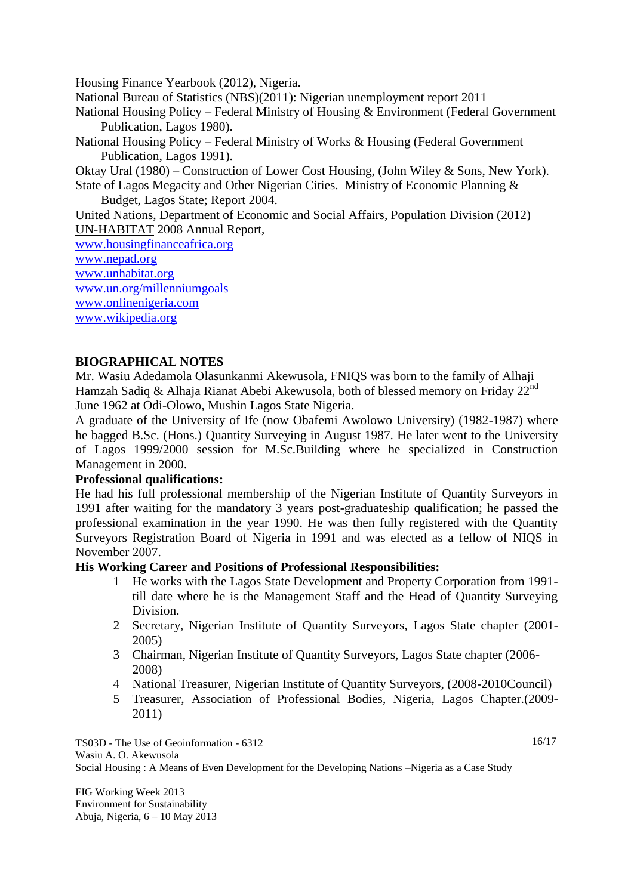Housing Finance Yearbook (2012), Nigeria.

National Bureau of Statistics (NBS)(2011): Nigerian unemployment report 2011

National Housing Policy – Federal Ministry of Housing & Environment (Federal Government Publication, Lagos 1980).

National Housing Policy – Federal Ministry of Works & Housing (Federal Government Publication, Lagos 1991).

Oktay Ural (1980) – Construction of Lower Cost Housing, (John Wiley & Sons, New York).

State of Lagos Megacity and Other Nigerian Cities. Ministry of Economic Planning & Budget, Lagos State; Report 2004.

United Nations, Department of Economic and Social Affairs, Population Division (2012)

UN-HABITAT 2008 Annual Report,

www.housingfinanceafrica.org

www.nepad.org

www.unhabitat.org

www.un.org/millenniumgoals

www.onlinenigeria.com

www.wikipedia.org

## BIOGRAPHICAL NOTES

Mr. Wasiu Adedamola Olasunkanmi Akewusola, FNIQS was born to the family of Alhaji Hamzah Sadiq & Alhaja Rianat Abebi Akewusola, both of blessed memory on Friday 22nd June 1962 at Odi-Olowo, Mushin Lagos State Nigeria.

A graduate of the University of Ife (now Obafemi Awolowo University) (1982-1987) where he bagged B.Sc. (Hons.) Quantity Surveying in August 1987. He later went to the University of Lagos 1999/2000 session for M.Sc.Building where he specialized in Construction Management in 2000.

**Professional qualifications:**

He had his full professional membership of the Nigerian Institute of Quantity Surveyors in 1991 after waiting for the mandatory 3 years post-graduateship qualification; he passed the professional examination in the year 1990. He was then fully registered with the Quantity Surveyors Registration Board of Nigeria in 1991 and was elected as a fellow of NIQS in November 2007.

**His Working Career and Positions of Professional Responsibilities:**

1. He works with the Lagos State Development and Property Corporation from 1991-till date where he is the Management Staff and the Head of Quantity Surveying Division.
2. Secretary, Nigerian Institute of Quantity Surveyors, Lagos State chapter (2001-2005)
3. Chairman, Nigerian Institute of Quantity Surveyors, Lagos State chapter (2006-2008)
4. National Treasurer, Nigerian Institute of Quantity Surveyors, (2008-2010Council)
5. Treasurer, Association of Professional Bodies, Nigeria, Lagos Chapter.(2009-2011)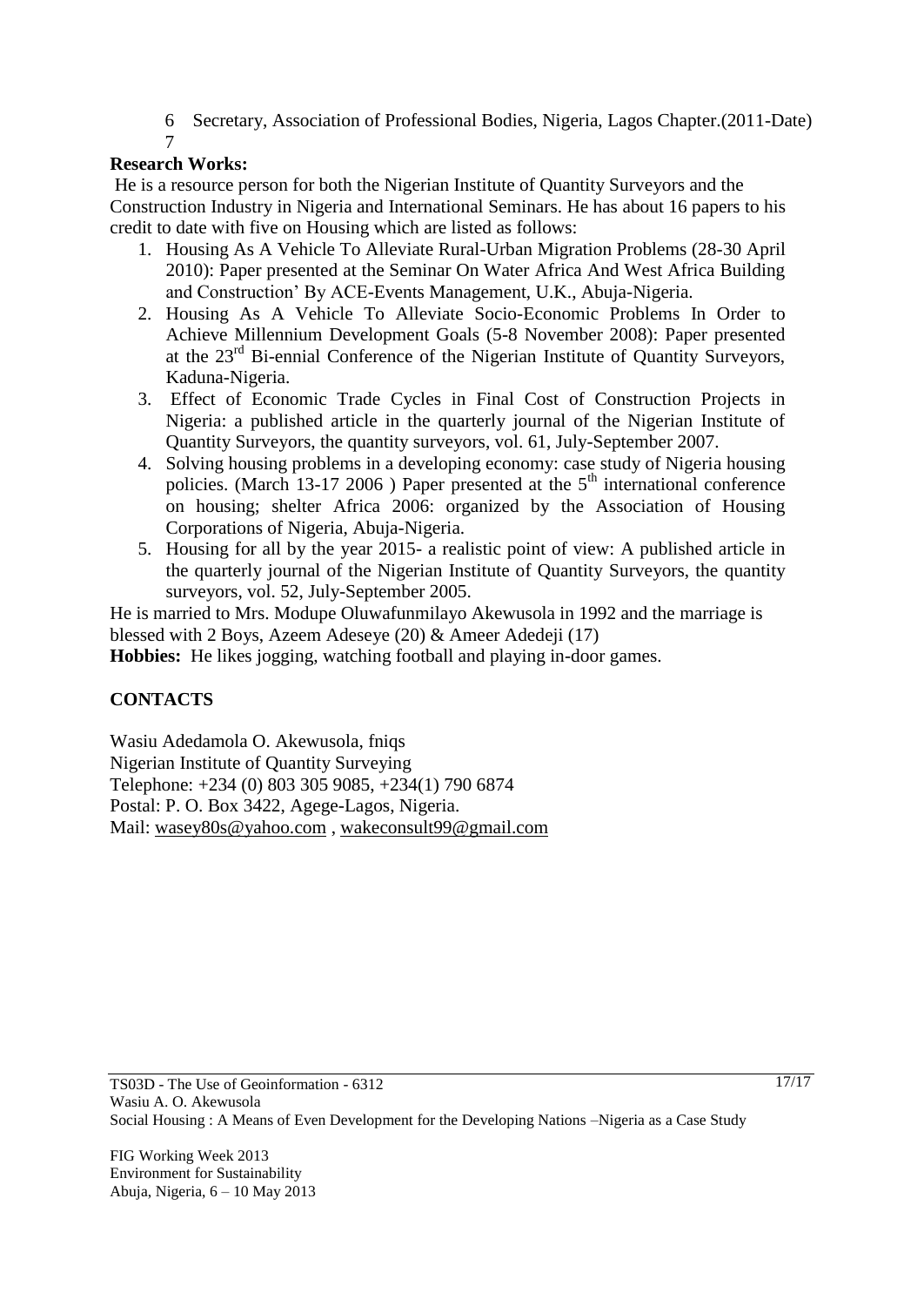6 Secretary, Association of Professional Bodies, Nigeria, Lagos Chapter.(2011-Date)
7

**Research Works:**

He is a resource person for both the Nigerian Institute of Quantity Surveyors and the Construction Industry in Nigeria and International Seminars. He has about 16 papers to his credit to date with five on Housing which are listed as follows:

1. Housing As A Vehicle To Alleviate Rural-Urban Migration Problems (28-30 April 2010): Paper presented at the Seminar On Water Africa And West Africa Building and Construction' By ACE-Events Management, U.K., Abuja-Nigeria.
2. Housing As A Vehicle To Alleviate Socio-Economic Problems In Order to Achieve Millennium Development Goals (5-8 November 2008): Paper presented at the 23rd Bi-ennial Conference of the Nigerian Institute of Quantity Surveyors, Kaduna-Nigeria.
3. Effect of Economic Trade Cycles in Final Cost of Construction Projects in Nigeria: a published article in the quarterly journal of the Nigerian Institute of Quantity Surveyors, the quantity surveyors, vol. 61, July-September 2007.
4. Solving housing problems in a developing economy: case study of Nigeria housing policies. (March 13-17 2006 ) Paper presented at the 5th international conference on housing; shelter Africa 2006: organized by the Association of Housing Corporations of Nigeria, Abuja-Nigeria.
5. Housing for all by the year 2015- a realistic point of view: A published article in the quarterly journal of the Nigerian Institute of Quantity Surveyors, the quantity surveyors, vol. 52, July-September 2005.

He is married to Mrs. Modupe Oluwafunmilayo Akewusola in 1992 and the marriage is blessed with 2 Boys, Azeem Adeseye (20) & Ameer Adedeji (17)

**Hobbies:** He likes jogging, watching football and playing in-door games.

## CONTACTS

Wasiu Adedamola O. Akewusola, fniqs
Nigerian Institute of Quantity Surveying
Telephone: +234 (0) 803 305 9085, +234(1) 790 6874
Postal: P. O. Box 3422, Agege-Lagos, Nigeria.
Mail: wasey80s@yahoo.com , wakeconsult99@gmail.com